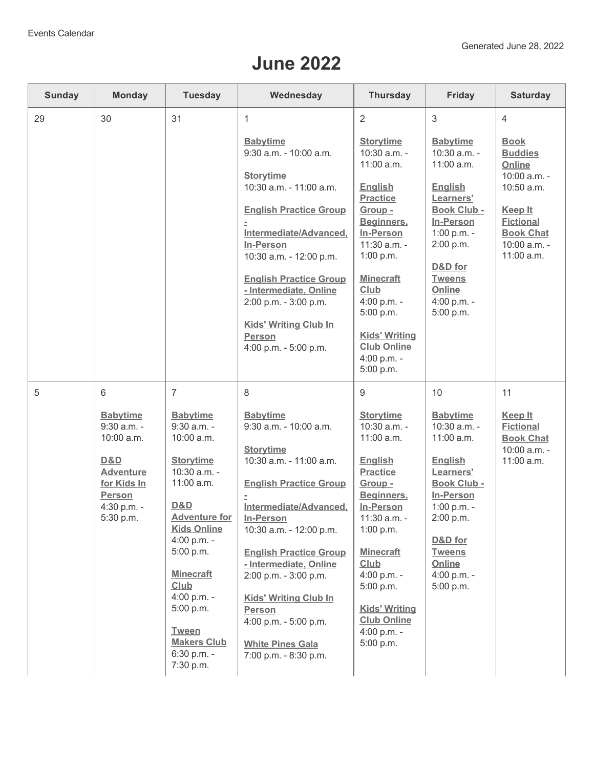Events Calendar

Generated June 28, 2022

# June 2022

| Sunday | Monday | Tuesday | Wednesday | Thursday | Friday | Saturday |
|---|---|---|---|---|---|---|
| 29 | 30 | 31 | 1<br><br>**Babytime**<br>9:30 a.m. - 10:00 a.m.<br><br>**Storytime**<br>10:30 a.m. - 11:00 a.m.<br><br>**English Practice Group - Intermediate/Advanced, In-Person**<br>10:30 a.m. - 12:00 p.m.<br><br>**English Practice Group - Intermediate, Online**<br>2:00 p.m. - 3:00 p.m.<br><br>**Kids' Writing Club In Person**<br>4:00 p.m. - 5:00 p.m. | 2<br><br>**Storytime**<br>10:30 a.m. - 11:00 a.m.<br><br>**English Practice Group - Beginners, In-Person**<br>11:30 a.m. - 1:00 p.m.<br><br>**Minecraft Club**<br>4:00 p.m. - 5:00 p.m.<br><br>**Kids' Writing Club Online**<br>4:00 p.m. - 5:00 p.m. | 3<br><br>**Babytime**<br>10:30 a.m. - 11:00 a.m.<br><br>**English Learners' Book Club - In-Person**<br>1:00 p.m. - 2:00 p.m.<br><br>**D&D for Tweens Online**<br>4:00 p.m. - 5:00 p.m. | 4<br><br>**Book Buddies Online**<br>10:00 a.m. - 10:50 a.m.<br><br>**Keep It Fictional Book Chat**<br>10:00 a.m. - 11:00 a.m. |
| 5 | 6<br><br>**Babytime**<br>9:30 a.m. - 10:00 a.m.<br><br>**D&D Adventure for Kids In Person**<br>4:30 p.m. - 5:30 p.m. | 7<br><br>**Babytime**<br>9:30 a.m. - 10:00 a.m.<br><br>**Storytime**<br>10:30 a.m. - 11:00 a.m.<br><br>**D&D Adventure for Kids Online**<br>4:00 p.m. - 5:00 p.m.<br><br>**Minecraft Club**<br>4:00 p.m. - 5:00 p.m.<br><br>**Tween Makers Club**<br>6:30 p.m. - 7:30 p.m. | 8<br><br>**Babytime**<br>9:30 a.m. - 10:00 a.m.<br><br>**Storytime**<br>10:30 a.m. - 11:00 a.m.<br><br>**English Practice Group - Intermediate/Advanced, In-Person**<br>10:30 a.m. - 12:00 p.m.<br><br>**English Practice Group - Intermediate, Online**<br>2:00 p.m. - 3:00 p.m.<br><br>**Kids' Writing Club In Person**<br>4:00 p.m. - 5:00 p.m.<br><br>**White Pines Gala**<br>7:00 p.m. - 8:30 p.m. | 9<br><br>**Storytime**<br>10:30 a.m. - 11:00 a.m.<br><br>**English Practice Group - Beginners, In-Person**<br>11:30 a.m. - 1:00 p.m.<br><br>**Minecraft Club**<br>4:00 p.m. - 5:00 p.m.<br><br>**Kids' Writing Club Online**<br>4:00 p.m. - 5:00 p.m. | 10<br><br>**Babytime**<br>10:30 a.m. - 11:00 a.m.<br><br>**English Learners' Book Club - In-Person**<br>1:00 p.m. - 2:00 p.m.<br><br>**D&D for Tweens Online**<br>4:00 p.m. - 5:00 p.m. | 11<br><br>**Keep It Fictional Book Chat**<br>10:00 a.m. - 11:00 a.m. |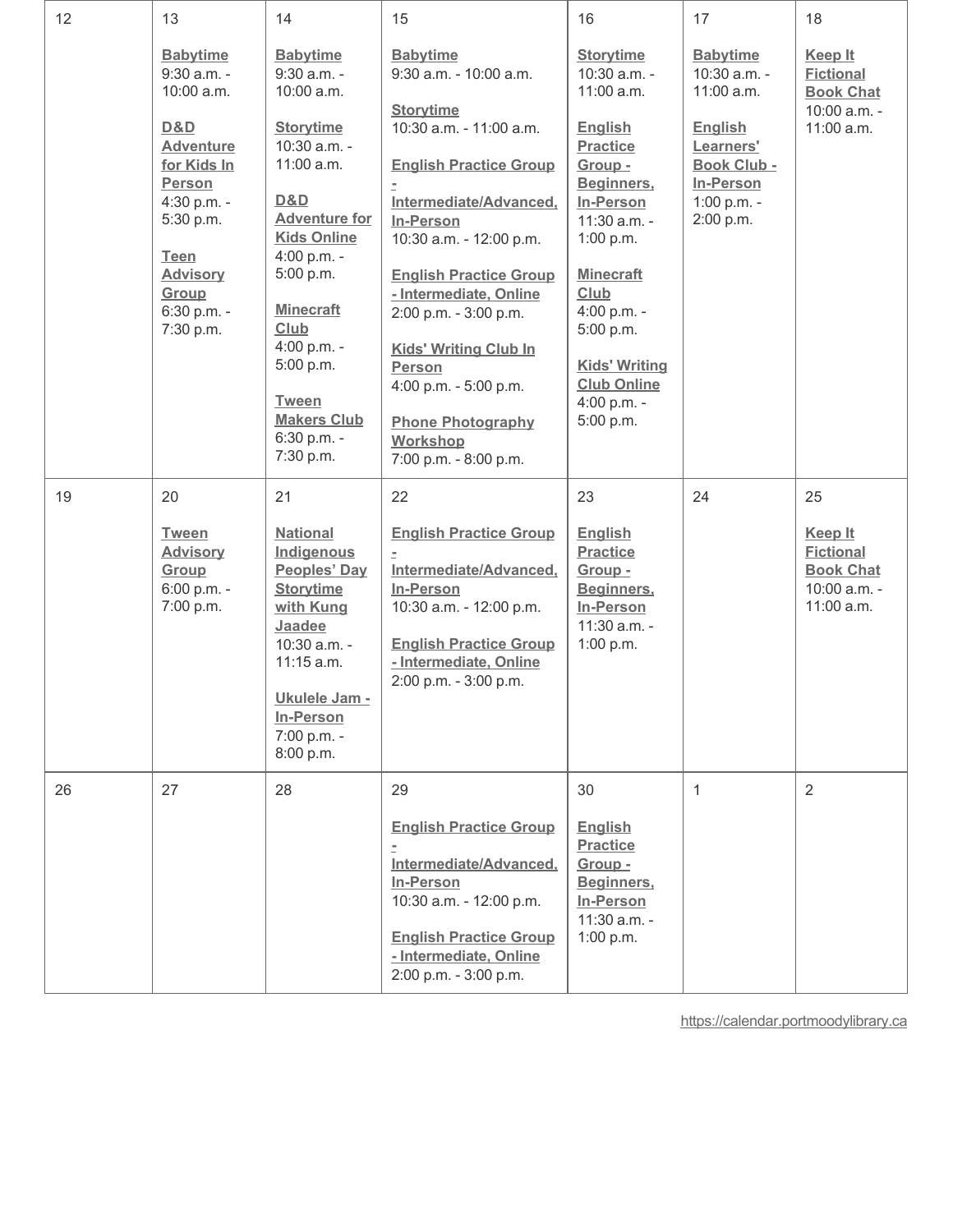| | | | | | | |
|---|---|---|---|---|---|---|
| 12 | 13<br><br>**Babytime**<br>9:30 a.m. - 10:00 a.m.<br><br>**D&D Adventure for Kids In Person**<br>4:30 p.m. - 5:30 p.m.<br><br>**Teen Advisory Group**<br>6:30 p.m. - 7:30 p.m. | 14<br><br>**Babytime**<br>9:30 a.m. - 10:00 a.m.<br><br>**Storytime**<br>10:30 a.m. - 11:00 a.m.<br><br>**D&D Adventure for Kids Online**<br>4:00 p.m. - 5:00 p.m.<br><br>**Minecraft Club**<br>4:00 p.m. - 5:00 p.m.<br><br>**Tween Makers Club**<br>6:30 p.m. - 7:30 p.m. | 15<br><br>**Babytime**<br>9:30 a.m. - 10:00 a.m.<br><br>**Storytime**<br>10:30 a.m. - 11:00 a.m.<br><br>**English Practice Group - Intermediate/Advanced, In-Person**<br>10:30 a.m. - 12:00 p.m.<br><br>**English Practice Group - Intermediate, Online**<br>2:00 p.m. - 3:00 p.m.<br><br>**Kids' Writing Club In Person**<br>4:00 p.m. - 5:00 p.m.<br><br>**Phone Photography Workshop**<br>7:00 p.m. - 8:00 p.m. | 16<br><br>**Storytime**<br>10:30 a.m. - 11:00 a.m.<br><br>**English Practice Group - Beginners, In-Person**<br>11:30 a.m. - 1:00 p.m.<br><br>**Minecraft Club**<br>4:00 p.m. - 5:00 p.m.<br><br>**Kids' Writing Club Online**<br>4:00 p.m. - 5:00 p.m. | 17<br><br>**Babytime**<br>10:30 a.m. - 11:00 a.m.<br><br>**English Learners' Book Club - In-Person**<br>1:00 p.m. - 2:00 p.m. | 18<br><br>**Keep It Fictional Book Chat**<br>10:00 a.m. - 11:00 a.m. |
| 19 | 20<br><br>**Tween Advisory Group**<br>6:00 p.m. - 7:00 p.m. | 21<br><br>**National Indigenous Peoples' Day Storytime with Kung Jaadee**<br>10:30 a.m. - 11:15 a.m.<br><br>**Ukulele Jam - In-Person**<br>7:00 p.m. - 8:00 p.m. | 22<br><br>**English Practice Group - Intermediate/Advanced, In-Person**<br>10:30 a.m. - 12:00 p.m.<br><br>**English Practice Group - Intermediate, Online**<br>2:00 p.m. - 3:00 p.m. | 23<br><br>**English Practice Group - Beginners, In-Person**<br>11:30 a.m. - 1:00 p.m. | 24 | 25<br><br>**Keep It Fictional Book Chat**<br>10:00 a.m. - 11:00 a.m. |
| 26 | 27 | 28 | 29<br><br>**English Practice Group - Intermediate/Advanced, In-Person**<br>10:30 a.m. - 12:00 p.m.<br><br>**English Practice Group - Intermediate, Online**<br>2:00 p.m. - 3:00 p.m. | 30<br><br>**English Practice Group - Beginners, In-Person**<br>11:30 a.m. - 1:00 p.m. | 1 | 2 |

https://calendar.portmoodylibrary.ca